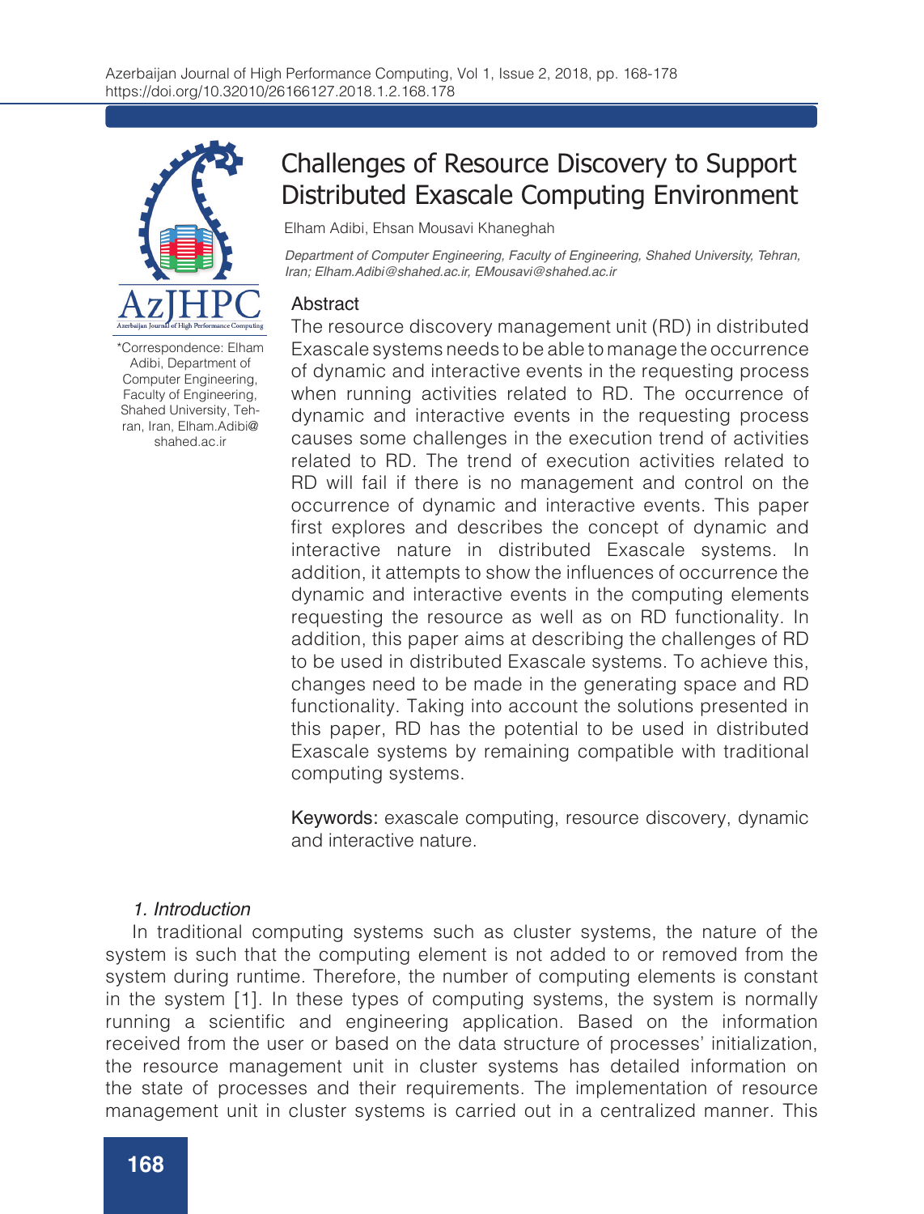# Challenges of Resource Discovery to Support Distributed Exascale Computing Environment

Elham Adibi, Ehsan Mousavi Khaneghah

*Department of Computer Engineering, Faculty of Engineering, Shahed University, Tehran, Iran; Elham.Adibi@shahed.ac.ir, EMousavi@shahed.ac.ir*

*Correspondence: Elham Adibi, Department of Computer Engineering, Faculty of Engineering, Shahed University, Tehran, Iran, Elham.Adibi@shahed.ac.ir

## Abstract

The resource discovery management unit (RD) in distributed Exascale systems needs to be able to manage the occurrence of dynamic and interactive events in the requesting process when running activities related to RD. The occurrence of dynamic and interactive events in the requesting process causes some challenges in the execution trend of activities related to RD. The trend of execution activities related to RD will fail if there is no management and control on the occurrence of dynamic and interactive events. This paper first explores and describes the concept of dynamic and interactive nature in distributed Exascale systems. In addition, it attempts to show the influences of occurrence the dynamic and interactive events in the computing elements requesting the resource as well as on RD functionality. In addition, this paper aims at describing the challenges of RD to be used in distributed Exascale systems. To achieve this, changes need to be made in the generating space and RD functionality. Taking into account the solutions presented in this paper, RD has the potential to be used in distributed Exascale systems by remaining compatible with traditional computing systems.

**Keywords:** exascale computing, resource discovery, dynamic and interactive nature.

## *1. Introduction*

In traditional computing systems such as cluster systems, the nature of the system is such that the computing element is not added to or removed from the system during runtime. Therefore, the number of computing elements is constant in the system [1]. In these types of computing systems, the system is normally running a scientific and engineering application. Based on the information received from the user or based on the data structure of processes' initialization, the resource management unit in cluster systems has detailed information on the state of processes and their requirements. The implementation of resource management unit in cluster systems is carried out in a centralized manner. This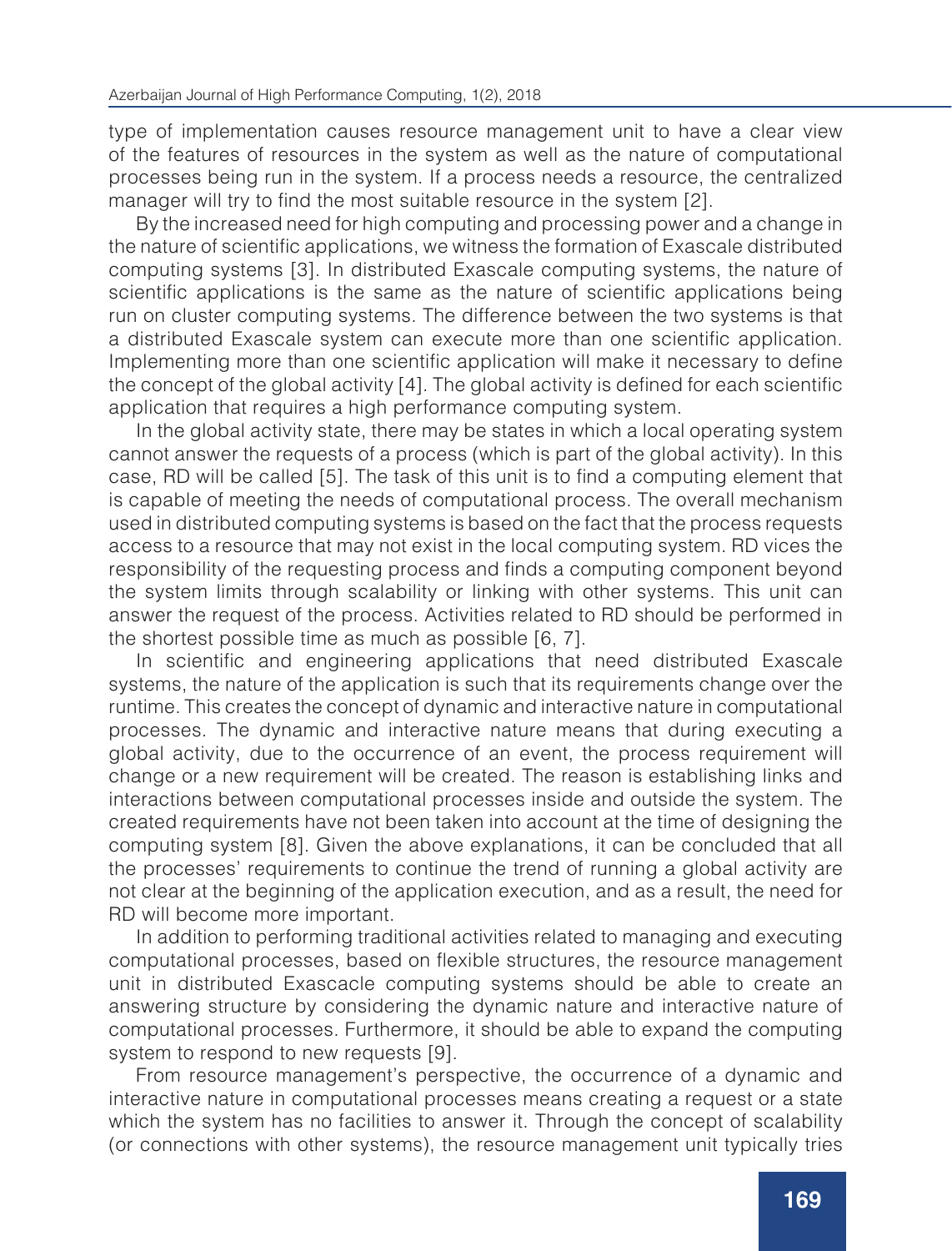type of implementation causes resource management unit to have a clear view of the features of resources in the system as well as the nature of computational processes being run in the system. If a process needs a resource, the centralized manager will try to find the most suitable resource in the system [2].

By the increased need for high computing and processing power and a change in the nature of scientific applications, we witness the formation of Exascale distributed computing systems [3]. In distributed Exascale computing systems, the nature of scientific applications is the same as the nature of scientific applications being run on cluster computing systems. The difference between the two systems is that a distributed Exascale system can execute more than one scientific application. Implementing more than one scientific application will make it necessary to define the concept of the global activity [4]. The global activity is defined for each scientific application that requires a high performance computing system.

In the global activity state, there may be states in which a local operating system cannot answer the requests of a process (which is part of the global activity). In this case, RD will be called [5]. The task of this unit is to find a computing element that is capable of meeting the needs of computational process. The overall mechanism used in distributed computing systems is based on the fact that the process requests access to a resource that may not exist in the local computing system. RD vices the responsibility of the requesting process and finds a computing component beyond the system limits through scalability or linking with other systems. This unit can answer the request of the process. Activities related to RD should be performed in the shortest possible time as much as possible [6, 7].

In scientific and engineering applications that need distributed Exascale systems, the nature of the application is such that its requirements change over the runtime. This creates the concept of dynamic and interactive nature in computational processes. The dynamic and interactive nature means that during executing a global activity, due to the occurrence of an event, the process requirement will change or a new requirement will be created. The reason is establishing links and interactions between computational processes inside and outside the system. The created requirements have not been taken into account at the time of designing the computing system [8]. Given the above explanations, it can be concluded that all the processes' requirements to continue the trend of running a global activity are not clear at the beginning of the application execution, and as a result, the need for RD will become more important.

In addition to performing traditional activities related to managing and executing computational processes, based on flexible structures, the resource management unit in distributed Exascacle computing systems should be able to create an answering structure by considering the dynamic nature and interactive nature of computational processes. Furthermore, it should be able to expand the computing system to respond to new requests [9].

From resource management's perspective, the occurrence of a dynamic and interactive nature in computational processes means creating a request or a state which the system has no facilities to answer it. Through the concept of scalability (or connections with other systems), the resource management unit typically tries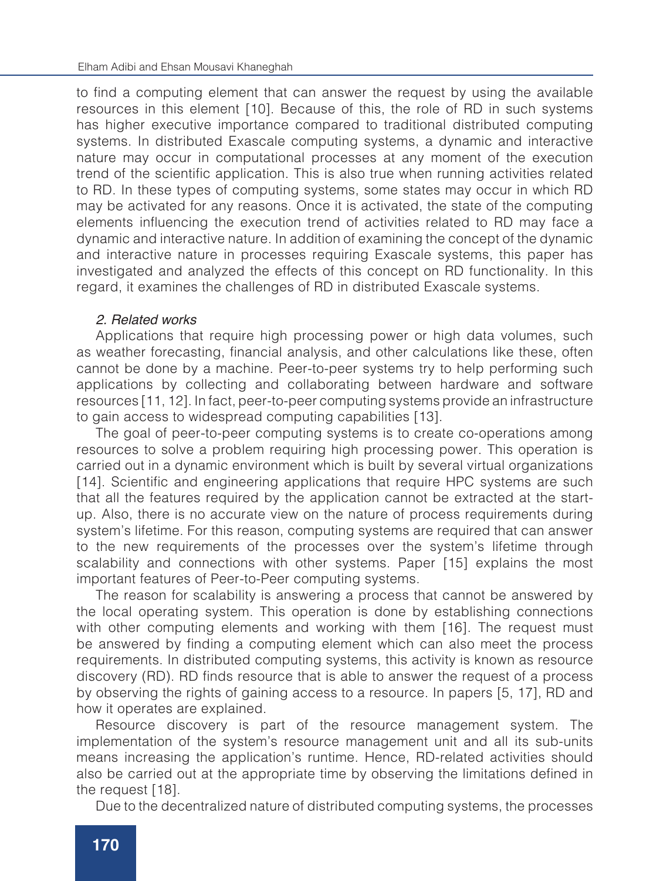to find a computing element that can answer the request by using the available resources in this element [10]. Because of this, the role of RD in such systems has higher executive importance compared to traditional distributed computing systems. In distributed Exascale computing systems, a dynamic and interactive nature may occur in computational processes at any moment of the execution trend of the scientific application. This is also true when running activities related to RD. In these types of computing systems, some states may occur in which RD may be activated for any reasons. Once it is activated, the state of the computing elements influencing the execution trend of activities related to RD may face a dynamic and interactive nature. In addition of examining the concept of the dynamic and interactive nature in processes requiring Exascale systems, this paper has investigated and analyzed the effects of this concept on RD functionality. In this regard, it examines the challenges of RD in distributed Exascale systems.

## *2. Related works*

Applications that require high processing power or high data volumes, such as weather forecasting, financial analysis, and other calculations like these, often cannot be done by a machine. Peer-to-peer systems try to help performing such applications by collecting and collaborating between hardware and software resources [11, 12]. In fact, peer-to-peer computing systems provide an infrastructure to gain access to widespread computing capabilities [13].

The goal of peer-to-peer computing systems is to create co-operations among resources to solve a problem requiring high processing power. This operation is carried out in a dynamic environment which is built by several virtual organizations [14]. Scientific and engineering applications that require HPC systems are such that all the features required by the application cannot be extracted at the start-up. Also, there is no accurate view on the nature of process requirements during system's lifetime. For this reason, computing systems are required that can answer to the new requirements of the processes over the system's lifetime through scalability and connections with other systems. Paper [15] explains the most important features of Peer-to-Peer computing systems.

The reason for scalability is answering a process that cannot be answered by the local operating system. This operation is done by establishing connections with other computing elements and working with them [16]. The request must be answered by finding a computing element which can also meet the process requirements. In distributed computing systems, this activity is known as resource discovery (RD). RD finds resource that is able to answer the request of a process by observing the rights of gaining access to a resource. In papers [5, 17], RD and how it operates are explained.

Resource discovery is part of the resource management system. The implementation of the system's resource management unit and all its sub-units means increasing the application's runtime. Hence, RD-related activities should also be carried out at the appropriate time by observing the limitations defined in the request [18].

Due to the decentralized nature of distributed computing systems, the processes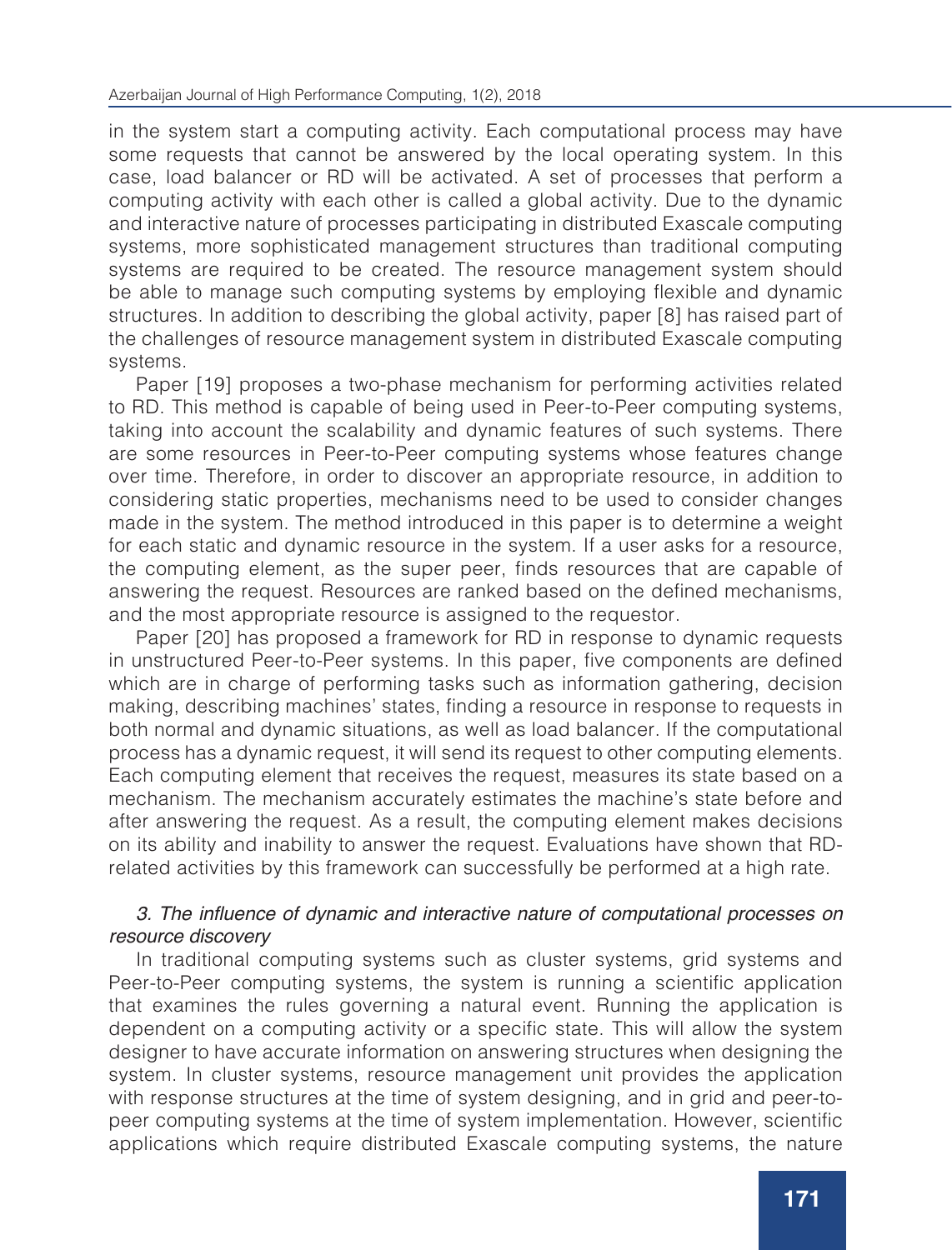in the system start a computing activity. Each computational process may have some requests that cannot be answered by the local operating system. In this case, load balancer or RD will be activated. A set of processes that perform a computing activity with each other is called a global activity. Due to the dynamic and interactive nature of processes participating in distributed Exascale computing systems, more sophisticated management structures than traditional computing systems are required to be created. The resource management system should be able to manage such computing systems by employing flexible and dynamic structures. In addition to describing the global activity, paper [8] has raised part of the challenges of resource management system in distributed Exascale computing systems.

Paper [19] proposes a two-phase mechanism for performing activities related to RD. This method is capable of being used in Peer-to-Peer computing systems, taking into account the scalability and dynamic features of such systems. There are some resources in Peer-to-Peer computing systems whose features change over time. Therefore, in order to discover an appropriate resource, in addition to considering static properties, mechanisms need to be used to consider changes made in the system. The method introduced in this paper is to determine a weight for each static and dynamic resource in the system. If a user asks for a resource, the computing element, as the super peer, finds resources that are capable of answering the request. Resources are ranked based on the defined mechanisms, and the most appropriate resource is assigned to the requestor.

Paper [20] has proposed a framework for RD in response to dynamic requests in unstructured Peer-to-Peer systems. In this paper, five components are defined which are in charge of performing tasks such as information gathering, decision making, describing machines' states, finding a resource in response to requests in both normal and dynamic situations, as well as load balancer. If the computational process has a dynamic request, it will send its request to other computing elements. Each computing element that receives the request, measures its state based on a mechanism. The mechanism accurately estimates the machine's state before and after answering the request. As a result, the computing element makes decisions on its ability and inability to answer the request. Evaluations have shown that RD-related activities by this framework can successfully be performed at a high rate.

### *3. The influence of dynamic and interactive nature of computational processes on resource discovery*

In traditional computing systems such as cluster systems, grid systems and Peer-to-Peer computing systems, the system is running a scientific application that examines the rules governing a natural event. Running the application is dependent on a computing activity or a specific state. This will allow the system designer to have accurate information on answering structures when designing the system. In cluster systems, resource management unit provides the application with response structures at the time of system designing, and in grid and peer-to-peer computing systems at the time of system implementation. However, scientific applications which require distributed Exascale computing systems, the nature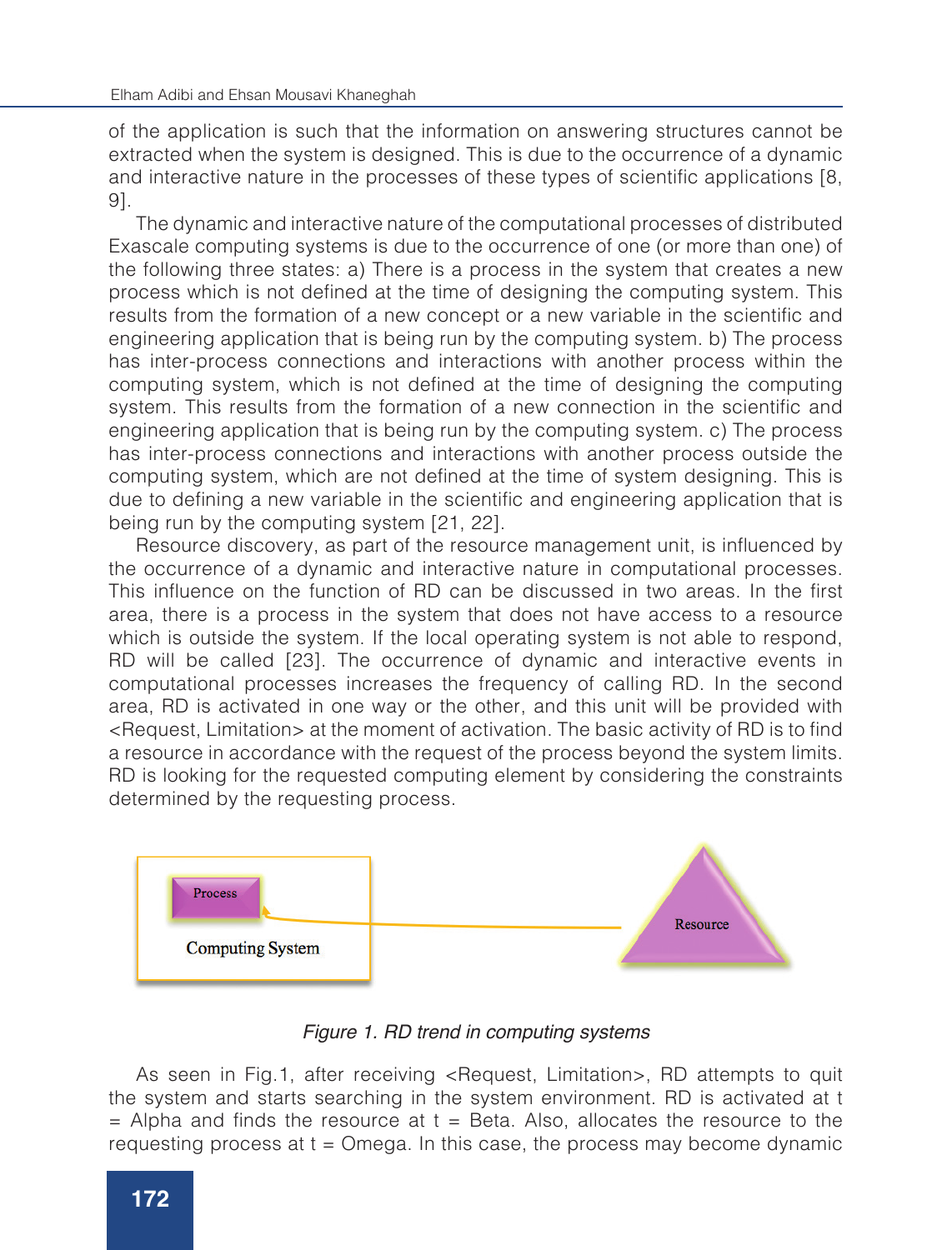of the application is such that the information on answering structures cannot be extracted when the system is designed. This is due to the occurrence of a dynamic and interactive nature in the processes of these types of scientific applications [8, 9].

The dynamic and interactive nature of the computational processes of distributed Exascale computing systems is due to the occurrence of one (or more than one) of the following three states: a) There is a process in the system that creates a new process which is not defined at the time of designing the computing system. This results from the formation of a new concept or a new variable in the scientific and engineering application that is being run by the computing system. b) The process has inter-process connections and interactions with another process within the computing system, which is not defined at the time of designing the computing system. This results from the formation of a new connection in the scientific and engineering application that is being run by the computing system. c) The process has inter-process connections and interactions with another process outside the computing system, which are not defined at the time of system designing. This is due to defining a new variable in the scientific and engineering application that is being run by the computing system [21, 22].

Resource discovery, as part of the resource management unit, is influenced by the occurrence of a dynamic and interactive nature in computational processes. This influence on the function of RD can be discussed in two areas. In the first area, there is a process in the system that does not have access to a resource which is outside the system. If the local operating system is not able to respond, RD will be called [23]. The occurrence of dynamic and interactive events in computational processes increases the frequency of calling RD. In the second area, RD is activated in one way or the other, and this unit will be provided with <Request, Limitation> at the moment of activation. The basic activity of RD is to find a resource in accordance with the request of the process beyond the system limits. RD is looking for the requested computing element by considering the constraints determined by the requesting process.

*Figure 1. RD trend in computing systems*

As seen in Fig.1, after receiving <Request, Limitation>, RD attempts to quit the system and starts searching in the system environment. RD is activated at t = Alpha and finds the resource at t = Beta. Also, allocates the resource to the requesting process at t = Omega. In this case, the process may become dynamic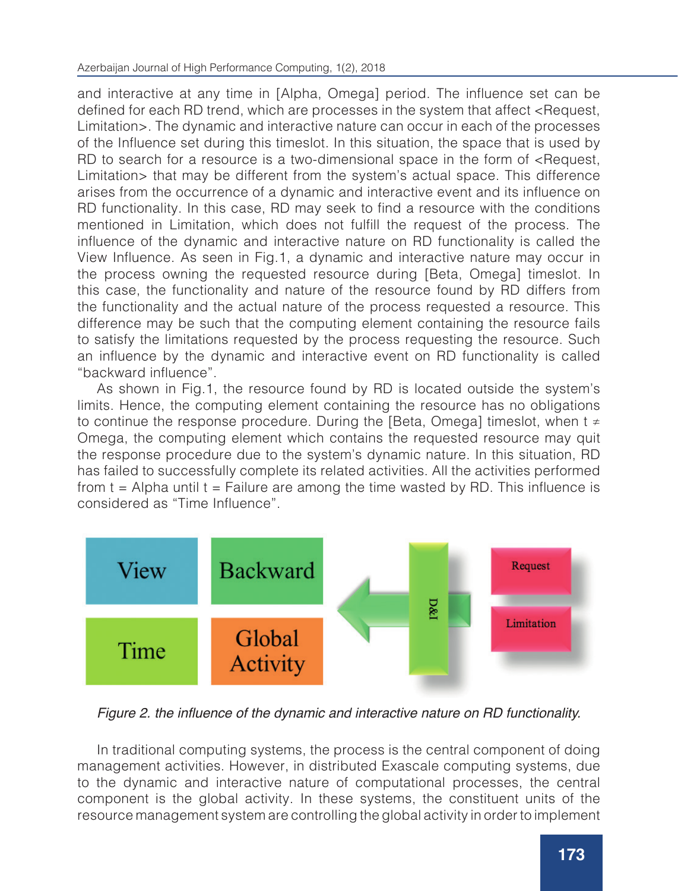and interactive at any time in [Alpha, Omega] period. The influence set can be defined for each RD trend, which are processes in the system that affect <Request, Limitation>. The dynamic and interactive nature can occur in each of the processes of the Influence set during this timeslot. In this situation, the space that is used by RD to search for a resource is a two-dimensional space in the form of <Request, Limitation> that may be different from the system's actual space. This difference arises from the occurrence of a dynamic and interactive event and its influence on RD functionality. In this case, RD may seek to find a resource with the conditions mentioned in Limitation, which does not fulfill the request of the process. The influence of the dynamic and interactive nature on RD functionality is called the View Influence. As seen in Fig.1, a dynamic and interactive nature may occur in the process owning the requested resource during [Beta, Omega] timeslot. In this case, the functionality and nature of the resource found by RD differs from the functionality and the actual nature of the process requested a resource. This difference may be such that the computing element containing the resource fails to satisfy the limitations requested by the process requesting the resource. Such an influence by the dynamic and interactive event on RD functionality is called "backward influence".

As shown in Fig.1, the resource found by RD is located outside the system's limits. Hence, the computing element containing the resource has no obligations to continue the response procedure. During the [Beta, Omega] timeslot, when $t \neq$ Omega, the computing element which contains the requested resource may quit the response procedure due to the system's dynamic nature. In this situation, RD has failed to successfully complete its related activities. All the activities performed from t = Alpha until t = Failure are among the time wasted by RD. This influence is considered as "Time Influence".

*Figure 2. the influence of the dynamic and interactive nature on RD functionality.*

In traditional computing systems, the process is the central component of doing management activities. However, in distributed Exascale computing systems, due to the dynamic and interactive nature of computational processes, the central component is the global activity. In these systems, the constituent units of the resource management system are controlling the global activity in order to implement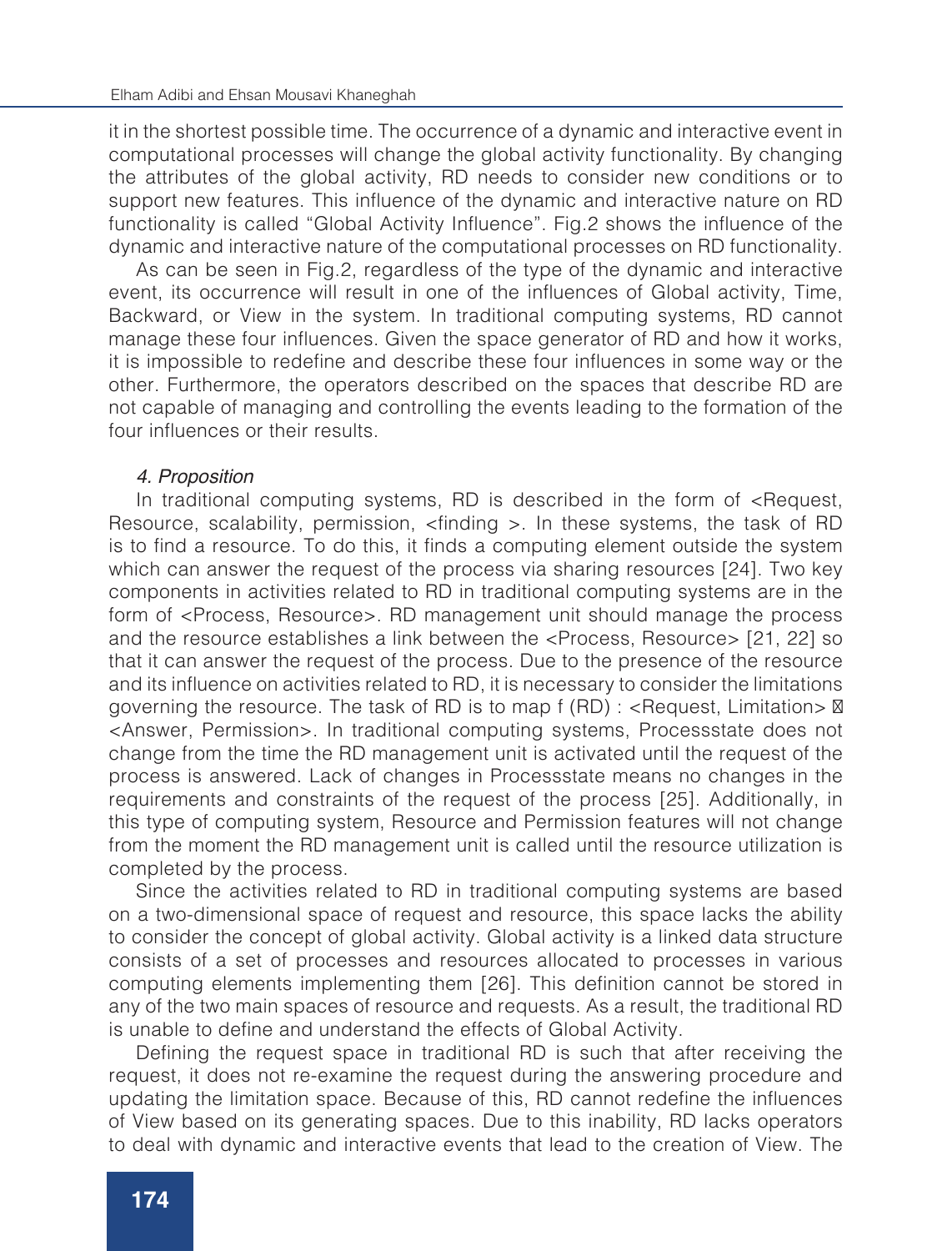it in the shortest possible time. The occurrence of a dynamic and interactive event in computational processes will change the global activity functionality. By changing the attributes of the global activity, RD needs to consider new conditions or to support new features. This influence of the dynamic and interactive nature on RD functionality is called "Global Activity Influence". Fig.2 shows the influence of the dynamic and interactive nature of the computational processes on RD functionality.

As can be seen in Fig.2, regardless of the type of the dynamic and interactive event, its occurrence will result in one of the influences of Global activity, Time, Backward, or View in the system. In traditional computing systems, RD cannot manage these four influences. Given the space generator of RD and how it works, it is impossible to redefine and describe these four influences in some way or the other. Furthermore, the operators described on the spaces that describe RD are not capable of managing and controlling the events leading to the formation of the four influences or their results.

### *4. Proposition*

In traditional computing systems, RD is described in the form of <Request, Resource, scalability, permission, <finding >. In these systems, the task of RD is to find a resource. To do this, it finds a computing element outside the system which can answer the request of the process via sharing resources [24]. Two key components in activities related to RD in traditional computing systems are in the form of <Process, Resource>. RD management unit should manage the process and the resource establishes a link between the <Process, Resource> [21, 22] so that it can answer the request of the process. Due to the presence of the resource and its influence on activities related to RD, it is necessary to consider the limitations governing the resource. The task of RD is to map f (RD) : <Request, Limitation> → <Answer, Permission>. In traditional computing systems, Processstate does not change from the time the RD management unit is activated until the request of the process is answered. Lack of changes in Processstate means no changes in the requirements and constraints of the request of the process [25]. Additionally, in this type of computing system, Resource and Permission features will not change from the moment the RD management unit is called until the resource utilization is completed by the process.

Since the activities related to RD in traditional computing systems are based on a two-dimensional space of request and resource, this space lacks the ability to consider the concept of global activity. Global activity is a linked data structure consists of a set of processes and resources allocated to processes in various computing elements implementing them [26]. This definition cannot be stored in any of the two main spaces of resource and requests. As a result, the traditional RD is unable to define and understand the effects of Global Activity.

Defining the request space in traditional RD is such that after receiving the request, it does not re-examine the request during the answering procedure and updating the limitation space. Because of this, RD cannot redefine the influences of View based on its generating spaces. Due to this inability, RD lacks operators to deal with dynamic and interactive events that lead to the creation of View. The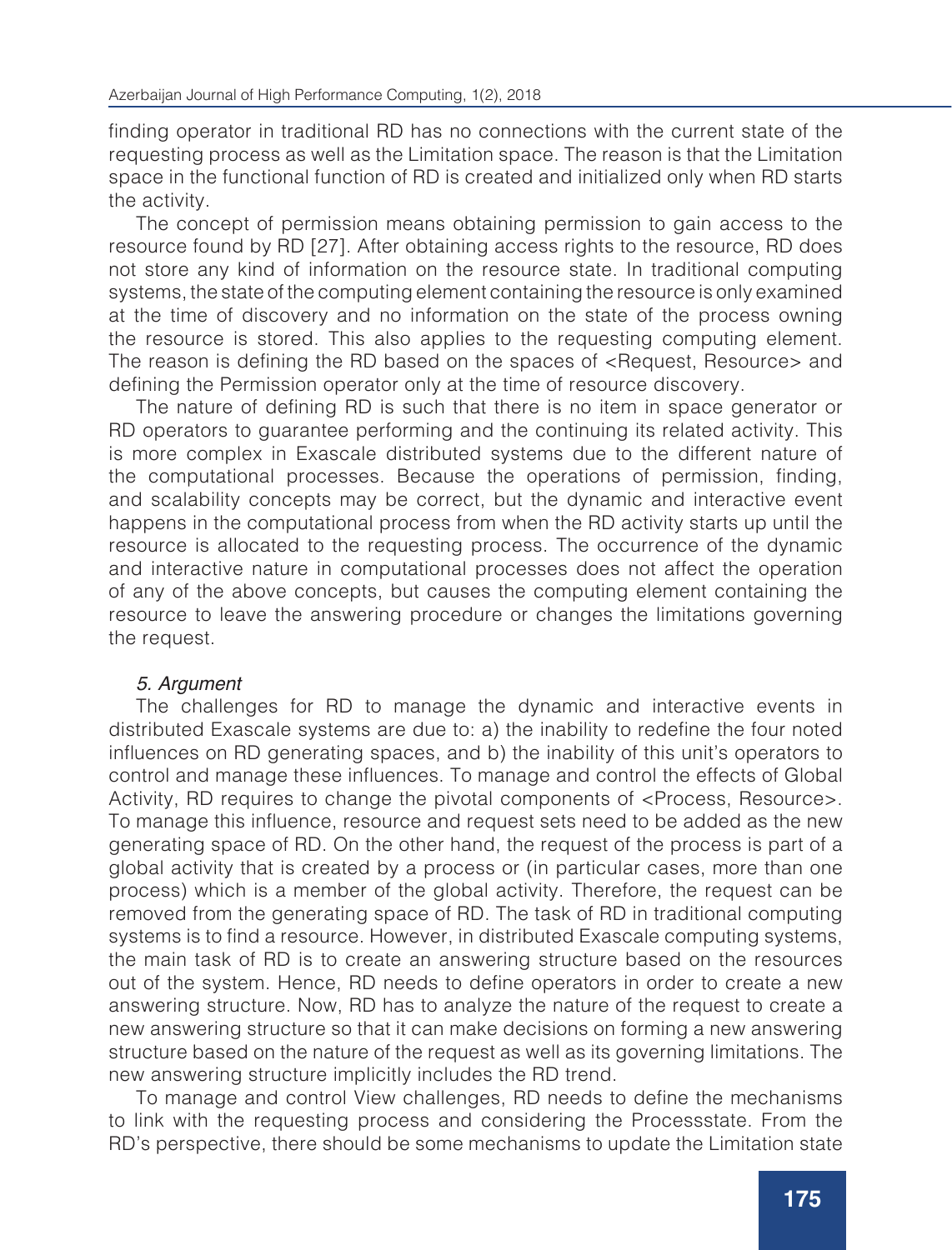finding operator in traditional RD has no connections with the current state of the requesting process as well as the Limitation space. The reason is that the Limitation space in the functional function of RD is created and initialized only when RD starts the activity.

The concept of permission means obtaining permission to gain access to the resource found by RD [27]. After obtaining access rights to the resource, RD does not store any kind of information on the resource state. In traditional computing systems, the state of the computing element containing the resource is only examined at the time of discovery and no information on the state of the process owning the resource is stored. This also applies to the requesting computing element. The reason is defining the RD based on the spaces of <Request, Resource> and defining the Permission operator only at the time of resource discovery.

The nature of defining RD is such that there is no item in space generator or RD operators to guarantee performing and the continuing its related activity. This is more complex in Exascale distributed systems due to the different nature of the computational processes. Because the operations of permission, finding, and scalability concepts may be correct, but the dynamic and interactive event happens in the computational process from when the RD activity starts up until the resource is allocated to the requesting process. The occurrence of the dynamic and interactive nature in computational processes does not affect the operation of any of the above concepts, but causes the computing element containing the resource to leave the answering procedure or changes the limitations governing the request.

### *5. Argument*

The challenges for RD to manage the dynamic and interactive events in distributed Exascale systems are due to: a) the inability to redefine the four noted influences on RD generating spaces, and b) the inability of this unit's operators to control and manage these influences. To manage and control the effects of Global Activity, RD requires to change the pivotal components of <Process, Resource>. To manage this influence, resource and request sets need to be added as the new generating space of RD. On the other hand, the request of the process is part of a global activity that is created by a process or (in particular cases, more than one process) which is a member of the global activity. Therefore, the request can be removed from the generating space of RD. The task of RD in traditional computing systems is to find a resource. However, in distributed Exascale computing systems, the main task of RD is to create an answering structure based on the resources out of the system. Hence, RD needs to define operators in order to create a new answering structure. Now, RD has to analyze the nature of the request to create a new answering structure so that it can make decisions on forming a new answering structure based on the nature of the request as well as its governing limitations. The new answering structure implicitly includes the RD trend.

To manage and control View challenges, RD needs to define the mechanisms to link with the requesting process and considering the Processstate. From the RD's perspective, there should be some mechanisms to update the Limitation state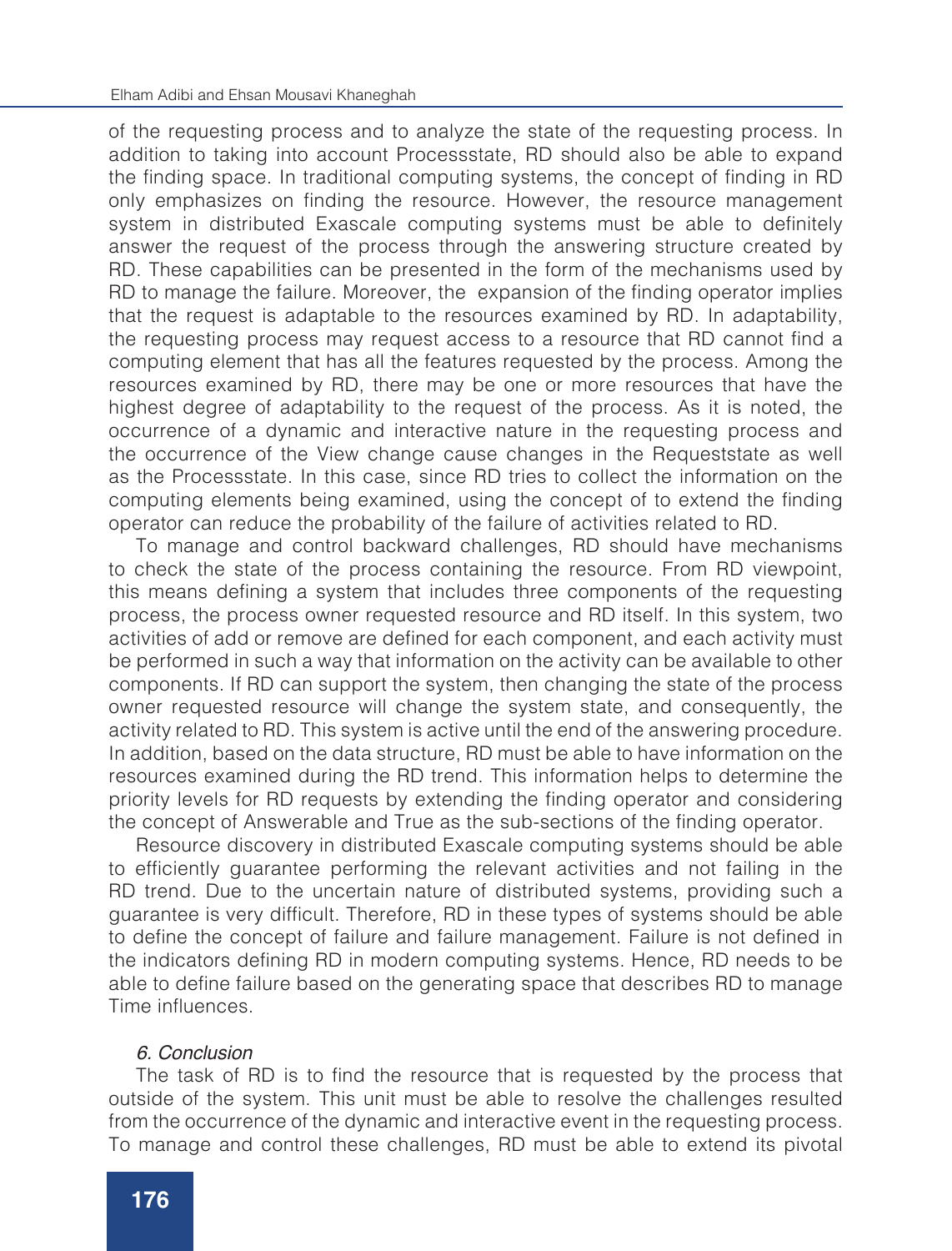of the requesting process and to analyze the state of the requesting process. In addition to taking into account Processstate, RD should also be able to expand the finding space. In traditional computing systems, the concept of finding in RD only emphasizes on finding the resource. However, the resource management system in distributed Exascale computing systems must be able to definitely answer the request of the process through the answering structure created by RD. These capabilities can be presented in the form of the mechanisms used by RD to manage the failure. Moreover, the expansion of the finding operator implies that the request is adaptable to the resources examined by RD. In adaptability, the requesting process may request access to a resource that RD cannot find a computing element that has all the features requested by the process. Among the resources examined by RD, there may be one or more resources that have the highest degree of adaptability to the request of the process. As it is noted, the occurrence of a dynamic and interactive nature in the requesting process and the occurrence of the View change cause changes in the Requeststate as well as the Processstate. In this case, since RD tries to collect the information on the computing elements being examined, using the concept of to extend the finding operator can reduce the probability of the failure of activities related to RD.

To manage and control backward challenges, RD should have mechanisms to check the state of the process containing the resource. From RD viewpoint, this means defining a system that includes three components of the requesting process, the process owner requested resource and RD itself. In this system, two activities of add or remove are defined for each component, and each activity must be performed in such a way that information on the activity can be available to other components. If RD can support the system, then changing the state of the process owner requested resource will change the system state, and consequently, the activity related to RD. This system is active until the end of the answering procedure. In addition, based on the data structure, RD must be able to have information on the resources examined during the RD trend. This information helps to determine the priority levels for RD requests by extending the finding operator and considering the concept of Answerable and True as the sub-sections of the finding operator.

Resource discovery in distributed Exascale computing systems should be able to efficiently guarantee performing the relevant activities and not failing in the RD trend. Due to the uncertain nature of distributed systems, providing such a guarantee is very difficult. Therefore, RD in these types of systems should be able to define the concept of failure and failure management. Failure is not defined in the indicators defining RD in modern computing systems. Hence, RD needs to be able to define failure based on the generating space that describes RD to manage Time influences.

### *6. Conclusion*

The task of RD is to find the resource that is requested by the process that outside of the system. This unit must be able to resolve the challenges resulted from the occurrence of the dynamic and interactive event in the requesting process. To manage and control these challenges, RD must be able to extend its pivotal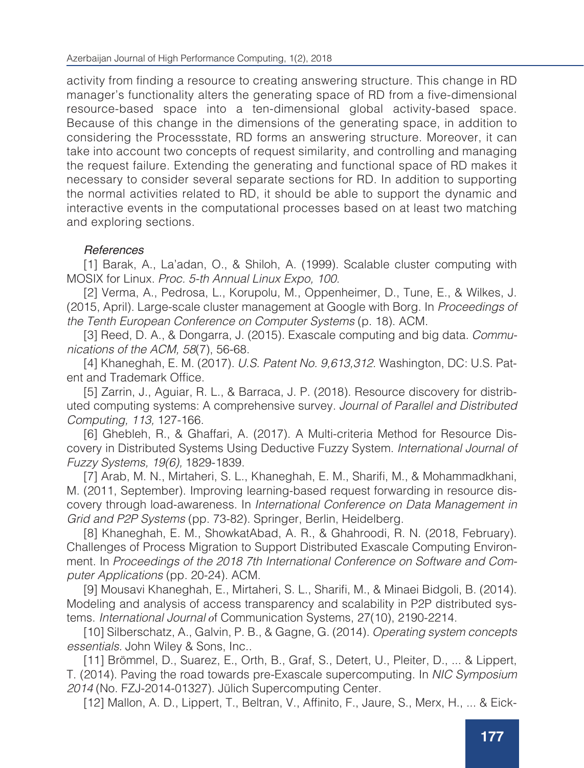activity from finding a resource to creating answering structure. This change in RD manager's functionality alters the generating space of RD from a five-dimensional resource-based space into a ten-dimensional global activity-based space. Because of this change in the dimensions of the generating space, in addition to considering the Processstate, RD forms an answering structure. Moreover, it can take into account two concepts of request similarity, and controlling and managing the request failure. Extending the generating and functional space of RD makes it necessary to consider several separate sections for RD. In addition to supporting the normal activities related to RD, it should be able to support the dynamic and interactive events in the computational processes based on at least two matching and exploring sections.

### *References*

[1] Barak, A., La'adan, O., & Shiloh, A. (1999). Scalable cluster computing with MOSIX for Linux. *Proc. 5-th Annual Linux Expo, 100.*

[2] Verma, A., Pedrosa, L., Korupolu, M., Oppenheimer, D., Tune, E., & Wilkes, J. (2015, April). Large-scale cluster management at Google with Borg. In *Proceedings of the Tenth European Conference on Computer Systems* (p. 18). ACM.

[3] Reed, D. A., & Dongarra, J. (2015). Exascale computing and big data. *Communications of the ACM, 58*(7), 56-68.

[4] Khaneghah, E. M. (2017). *U.S. Patent No. 9,613,312*. Washington, DC: U.S. Patent and Trademark Office.

[5] Zarrin, J., Aguiar, R. L., & Barraca, J. P. (2018). Resource discovery for distributed computing systems: A comprehensive survey. *Journal of Parallel and Distributed Computing, 113,* 127-166.

[6] Ghebleh, R., & Ghaffari, A. (2017). A Multi-criteria Method for Resource Discovery in Distributed Systems Using Deductive Fuzzy System. *International Journal of Fuzzy Systems, 19(6),* 1829-1839.

[7] Arab, M. N., Mirtaheri, S. L., Khaneghah, E. M., Sharifi, M., & Mohammadkhani, M. (2011, September). Improving learning-based request forwarding in resource discovery through load-awareness. In *International Conference on Data Management in Grid and P2P Systems* (pp. 73-82). Springer, Berlin, Heidelberg.

[8] Khaneghah, E. M., ShowkatAbad, A. R., & Ghahroodi, R. N. (2018, February). Challenges of Process Migration to Support Distributed Exascale Computing Environment. In *Proceedings of the 2018 7th International Conference on Software and Computer Applications* (pp. 20-24). ACM.

[9] Mousavi Khaneghah, E., Mirtaheri, S. L., Sharifi, M., & Minaei Bidgoli, B. (2014). Modeling and analysis of access transparency and scalability in P2P distributed systems. *International Journal o*f Communication Systems, 27(10), 2190-2214.

[10] Silberschatz, A., Galvin, P. B., & Gagne, G. (2014). *Operating system concepts essentials*. John Wiley & Sons, Inc..

[11] Brömmel, D., Suarez, E., Orth, B., Graf, S., Detert, U., Pleiter, D., ... & Lippert, T. (2014). Paving the road towards pre-Exascale supercomputing. In *NIC Symposium 2014* (No. FZJ-2014-01327). Jülich Supercomputing Center.

[12] Mallon, A. D., Lippert, T., Beltran, V., Affinito, F., Jaure, S., Merx, H., ... & Eick-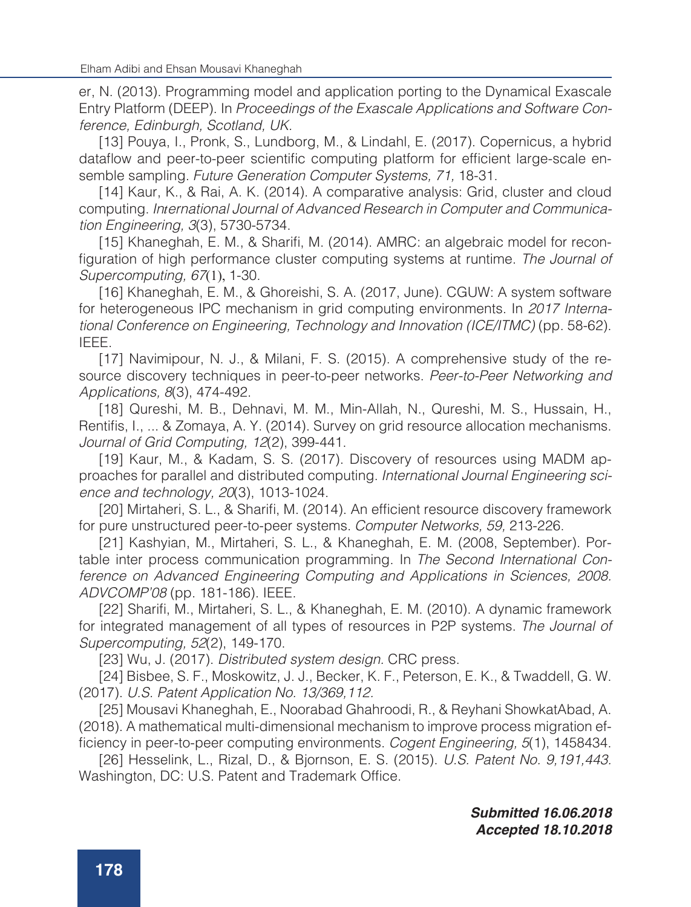er, N. (2013). Programming model and application porting to the Dynamical Exascale Entry Platform (DEEP). In *Proceedings of the Exascale Applications and Software Conference, Edinburgh, Scotland, UK*.

[13] Pouya, I., Pronk, S., Lundborg, M., & Lindahl, E. (2017). Copernicus, a hybrid dataflow and peer-to-peer scientific computing platform for efficient large-scale ensemble sampling. *Future Generation Computer Systems, 71,* 18-31.

[14] Kaur, K., & Rai, A. K. (2014). A comparative analysis: Grid, cluster and cloud computing. *International Journal of Advanced Research in Computer and Communication Engineering, 3*(3), 5730-5734.

[15] Khaneghah, E. M., & Sharifi, M. (2014). AMRC: an algebraic model for reconfiguration of high performance cluster computing systems at runtime. *The Journal of Supercomputing, 67*(1), 1-30.

[16] Khaneghah, E. M., & Ghoreishi, S. A. (2017, June). CGUW: A system software for heterogeneous IPC mechanism in grid computing environments. In *2017 International Conference on Engineering, Technology and Innovation (ICE/ITMC)* (pp. 58-62). IEEE.

[17] Navimipour, N. J., & Milani, F. S. (2015). A comprehensive study of the resource discovery techniques in peer-to-peer networks. *Peer-to-Peer Networking and Applications, 8*(3), 474-492.

[18] Qureshi, M. B., Dehnavi, M. M., Min-Allah, N., Qureshi, M. S., Hussain, H., Rentifis, I., ... & Zomaya, A. Y. (2014). Survey on grid resource allocation mechanisms. *Journal of Grid Computing, 12*(2), 399-441.

[19] Kaur, M., & Kadam, S. S. (2017). Discovery of resources using MADM approaches for parallel and distributed computing. *International Journal Engineering science and technology, 20*(3), 1013-1024.

[20] Mirtaheri, S. L., & Sharifi, M. (2014). An efficient resource discovery framework for pure unstructured peer-to-peer systems. *Computer Networks, 59,* 213-226.

[21] Kashyian, M., Mirtaheri, S. L., & Khaneghah, E. M. (2008, September). Portable inter process communication programming. In *The Second International Conference on Advanced Engineering Computing and Applications in Sciences, 2008. ADVCOMP'08* (pp. 181-186). IEEE.

[22] Sharifi, M., Mirtaheri, S. L., & Khaneghah, E. M. (2010). A dynamic framework for integrated management of all types of resources in P2P systems. *The Journal of Supercomputing, 52*(2), 149-170.

[23] Wu, J. (2017). *Distributed system design.* CRC press.

[24] Bisbee, S. F., Moskowitz, J. J., Becker, K. F., Peterson, E. K., & Twaddell, G. W. (2017). *U.S. Patent Application No. 13/369,112.*

[25] Mousavi Khaneghah, E., Noorabad Ghahroodi, R., & Reyhani ShowkatAbad, A. (2018). A mathematical multi-dimensional mechanism to improve process migration efficiency in peer-to-peer computing environments. *Cogent Engineering, 5*(1), 1458434.

[26] Hesselink, L., Rizal, D., & Bjornson, E. S. (2015). *U.S. Patent No. 9,191,443.* Washington, DC: U.S. Patent and Trademark Office.

***Submitted 16.06.2018***
***Accepted 18.10.2018***